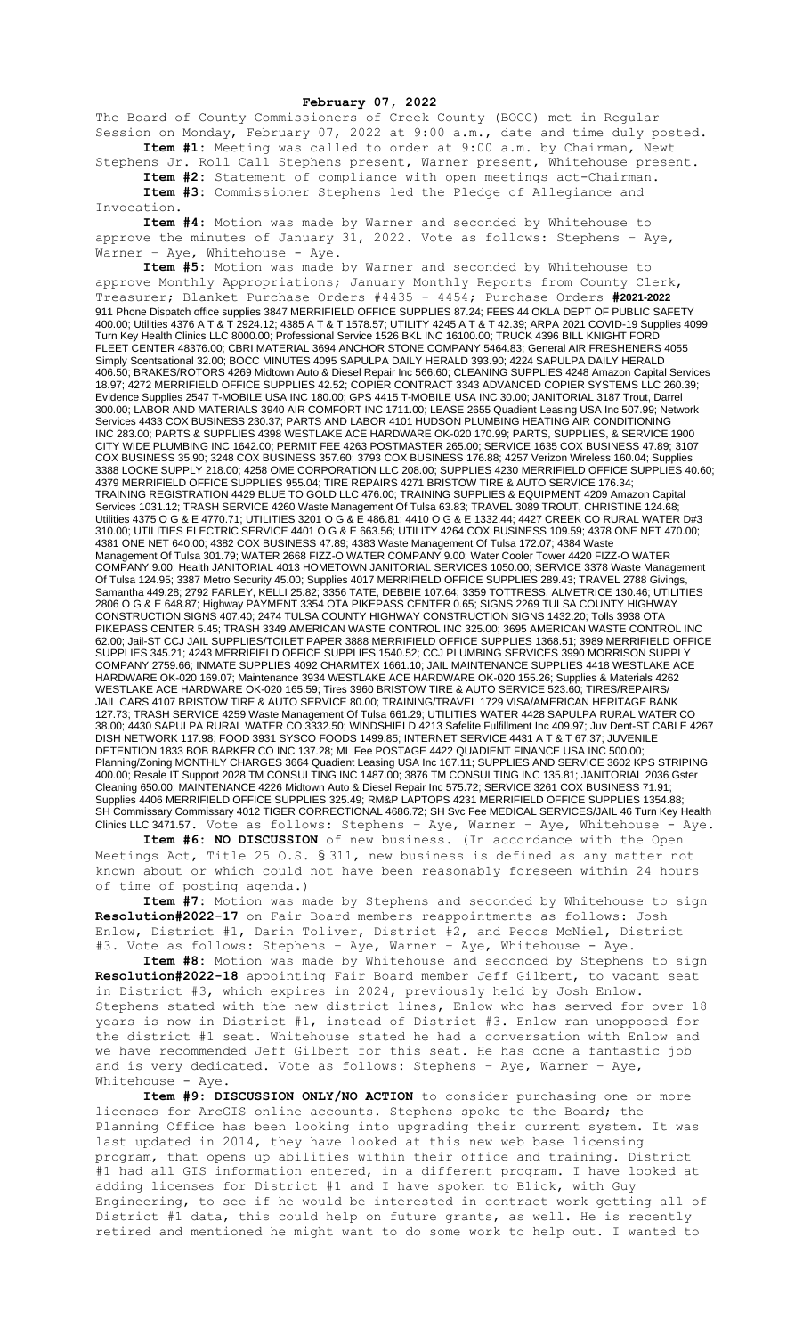**February 07, 2022**

The Board of County Commissioners of Creek County (BOCC) met in Regular Session on Monday, February 07, 2022 at 9:00 a.m., date and time duly posted.

**Item #1:** Meeting was called to order at 9:00 a.m. by Chairman, Newt Stephens Jr. Roll Call Stephens present, Warner present, Whitehouse present.

**Item #2:** Statement of compliance with open meetings act-Chairman.

**Item #3:** Commissioner Stephens led the Pledge of Allegiance and Invocation.

**Item #4:** Motion was made by Warner and seconded by Whitehouse to approve the minutes of January 31, 2022. Vote as follows: Stephens – Aye, Warner – Aye, Whitehouse - Aye.

**Item #5:** Motion was made by Warner and seconded by Whitehouse to approve Monthly Appropriations; January Monthly Reports from County Clerk, Treasurer; Blanket Purchase Orders #4435 - 4454; Purchase Orders **#2021-2022** 911 Phone Dispatch office supplies 3847 MERRIFIELD OFFICE SUPPLIES 87.24; FEES 44 OKLA DEPT OF PUBLIC SAFETY 400.00; Utilities 4376 A T & T 2924.12; 4385 A T & T 1578.57; UTILITY 4245 A T & T 42.39; ARPA 2021 COVID-19 Supplies 4099 Turn Key Health Clinics LLC 8000.00; Professional Service 1526 BKL INC 16100.00; TRUCK 4396 BILL KNIGHT FORD FLEET CENTER 48376.00; CBRI MATERIAL 3694 ANCHOR STONE COMPANY 5464.83; General AIR FRESHENERS 4055 Simply Scentsational 32.00; BOCC MINUTES 4095 SAPULPA DAILY HERALD 393.90; 4224 SAPULPA DAILY HERALD 406.50; BRAKES/ROTORS 4269 Midtown Auto & Diesel Repair Inc 566.60; CLEANING SUPPLIES 4248 Amazon Capital Services 18.97; 4272 MERRIFIELD OFFICE SUPPLIES 42.52; COPIER CONTRACT 3343 ADVANCED COPIER SYSTEMS LLC 260.39; Evidence Supplies 2547 T-MOBILE USA INC 180.00; GPS 4415 T-MOBILE USA INC 30.00; JANITORIAL 3187 Trout, Darrel 300.00; LABOR AND MATERIALS 3940 AIR COMFORT INC 1711.00; LEASE 2655 Quadient Leasing USA Inc 507.99; Network Services 4433 COX BUSINESS 230.37; PARTS AND LABOR 4101 HUDSON PLUMBING HEATING AIR CONDITIONING INC 283.00; PARTS & SUPPLIES 4398 WESTLAKE ACE HARDWARE OK-020 170.99; PARTS, SUPPLIES, & SERVICE 1900 CITY WIDE PLUMBING INC 1642.00; PERMIT FEE 4263 POSTMASTER 265.00; SERVICE 1635 COX BUSINESS 47.89; 3107 COX BUSINESS 35.90; 3248 COX BUSINESS 357.60; 3793 COX BUSINESS 176.88; 4257 Verizon Wireless 160.04; Supplies 3388 LOCKE SUPPLY 218.00; 4258 OME CORPORATION LLC 208.00; SUPPLIES 4230 MERRIFIELD OFFICE SUPPLIES 40.60; 4379 MERRIFIELD OFFICE SUPPLIES 955.04; TIRE REPAIRS 4271 BRISTOW TIRE & AUTO SERVICE 176.34; TRAINING REGISTRATION 4429 BLUE TO GOLD LLC 476.00; TRAINING SUPPLIES & EQUIPMENT 4209 Amazon Capital Services 1031.12; TRASH SERVICE 4260 Waste Management Of Tulsa 63.83; TRAVEL 3089 TROUT, CHRISTINE 124.68; Utilities 4375 O G & E 4770.71; UTILITIES 3201 O G & E 486.81; 4410 O G & E 1332.44; 4427 CREEK CO RURAL WATER D#3 310.00; UTILITIES ELECTRIC SERVICE 4401 O G & E 663.56; UTILITY 4264 COX BUSINESS 109.59; 4378 ONE NET 470.00; 4381 ONE NET 640.00; 4382 COX BUSINESS 47.89; 4383 Waste Management Of Tulsa 172.07; 4384 Waste Management Of Tulsa 301.79; WATER 2668 FIZZ-O WATER COMPANY 9.00; Water Cooler Tower 4420 FIZZ-O WATER COMPANY 9.00; Health JANITORIAL 4013 HOMETOWN JANITORIAL SERVICES 1050.00; SERVICE 3378 Waste Management Of Tulsa 124.95; 3387 Metro Security 45.00; Supplies 4017 MERRIFIELD OFFICE SUPPLIES 289.43; TRAVEL 2788 Givings, Samantha 449.28; 2792 FARLEY, KELLI 25.82; 3356 TATE, DEBBIE 107.64; 3359 TOTTRESS, ALMETRICE 130.46; UTILITIES 2806 O G & E 648.87; Highway PAYMENT 3354 OTA PIKEPASS CENTER 0.65; SIGNS 2269 TULSA COUNTY HIGHWAY CONSTRUCTION SIGNS 407.40; 2474 TULSA COUNTY HIGHWAY CONSTRUCTION SIGNS 1432.20; Tolls 3938 OTA PIKEPASS CENTER 5.45; TRASH 3349 AMERICAN WASTE CONTROL INC 325.00; 3695 AMERICAN WASTE CONTROL INC 62.00; Jail-ST CCJ JAIL SUPPLIES/TOILET PAPER 3888 MERRIFIELD OFFICE SUPPLIES 1368.51; 3989 MERRIFIELD OFFICE SUPPLIES 345.21; 4243 MERRIFIELD OFFICE SUPPLIES 1540.52; CCJ PLUMBING SERVICES 3990 MORRISON SUPPLY COMPANY 2759.66; INMATE SUPPLIES 4092 CHARMTEX 1661.10; JAIL MAINTENANCE SUPPLIES 4418 WESTLAKE ACE HARDWARE OK-020 169.07; Maintenance 3934 WESTLAKE ACE HARDWARE OK-020 155.26; Supplies & Materials 4262 WESTLAKE ACE HARDWARE OK-020 165.59; Tires 3960 BRISTOW TIRE & AUTO SERVICE 523.60; TIRES/REPAIRS/ JAIL CARS 4107 BRISTOW TIRE & AUTO SERVICE 80.00; TRAINING/TRAVEL 1729 VISA/AMERICAN HERITAGE BANK 127.73; TRASH SERVICE 4259 Waste Management Of Tulsa 661.29; UTILITIES WATER 4428 SAPULPA RURAL WATER CO 38.00; 4430 SAPULPA RURAL WATER CO 3332.50; WINDSHIELD 4213 Safelite Fulfillment Inc 409.97; Juv Dent-ST CABLE 4267 DISH NETWORK 117.98; FOOD 3931 SYSCO FOODS 1499.85; INTERNET SERVICE 4431 A T & T 67.37; JUVENILE DETENTION 1833 BOB BARKER CO INC 137.28; ML Fee POSTAGE 4422 QUADIENT FINANCE USA INC 500.00; Planning/Zoning MONTHLY CHARGES 3664 Quadient Leasing USA Inc 167.11; SUPPLIES AND SERVICE 3602 KPS STRIPING 400.00; Resale IT Support 2028 TM CONSULTING INC 1487.00; 3876 TM CONSULTING INC 135.81; JANITORIAL 2036 Gster Cleaning 650.00; MAINTENANCE 4226 Midtown Auto & Diesel Repair Inc 575.72; SERVICE 3261 COX BUSINESS 71.91; Supplies 4406 MERRIFIELD OFFICE SUPPLIES 325.49; RM&P LAPTOPS 4231 MERRIFIELD OFFICE SUPPLIES 1354.88; SH Commissary Commissary 4012 TIGER CORRECTIONAL 4686.72; SH Svc Fee MEDICAL SERVICES/JAIL 46 Turn Key Health Clinics LLC 3471.57. Vote as follows: Stephens – Aye, Warner – Aye, Whitehouse - Aye.

**Item #6: NO DISCUSSION** of new business. (In accordance with the Open Meetings Act, Title 25 O.S. § 311, new business is defined as any matter not known about or which could not have been reasonably foreseen within 24 hours of time of posting agenda.)

**Item #7:** Motion was made by Stephens and seconded by Whitehouse to sign **Resolution#2022-17** on Fair Board members reappointments as follows: Josh Enlow, District #1, Darin Toliver, District #2, and Pecos McNiel, District #3. Vote as follows: Stephens – Aye, Warner – Aye, Whitehouse - Aye.

**Item #8:** Motion was made by Whitehouse and seconded by Stephens to sign **Resolution#2022-18** appointing Fair Board member Jeff Gilbert, to vacant seat in District #3, which expires in 2024, previously held by Josh Enlow. Stephens stated with the new district lines, Enlow who has served for over 18 years is now in District #1, instead of District #3. Enlow ran unopposed for the district #1 seat. Whitehouse stated he had a conversation with Enlow and we have recommended Jeff Gilbert for this seat. He has done a fantastic job and is very dedicated. Vote as follows: Stephens – Aye, Warner – Aye, Whitehouse - Aye.

**Item #9: DISCUSSION ONLY/NO ACTION** to consider purchasing one or more licenses for ArcGIS online accounts. Stephens spoke to the Board; the Planning Office has been looking into upgrading their current system. It was last updated in 2014, they have looked at this new web base licensing program, that opens up abilities within their office and training. District #1 had all GIS information entered, in a different program. I have looked at adding licenses for District #1 and I have spoken to Blick, with Guy Engineering, to see if he would be interested in contract work getting all of District #1 data, this could help on future grants, as well. He is recently retired and mentioned he might want to do some work to help out. I wanted to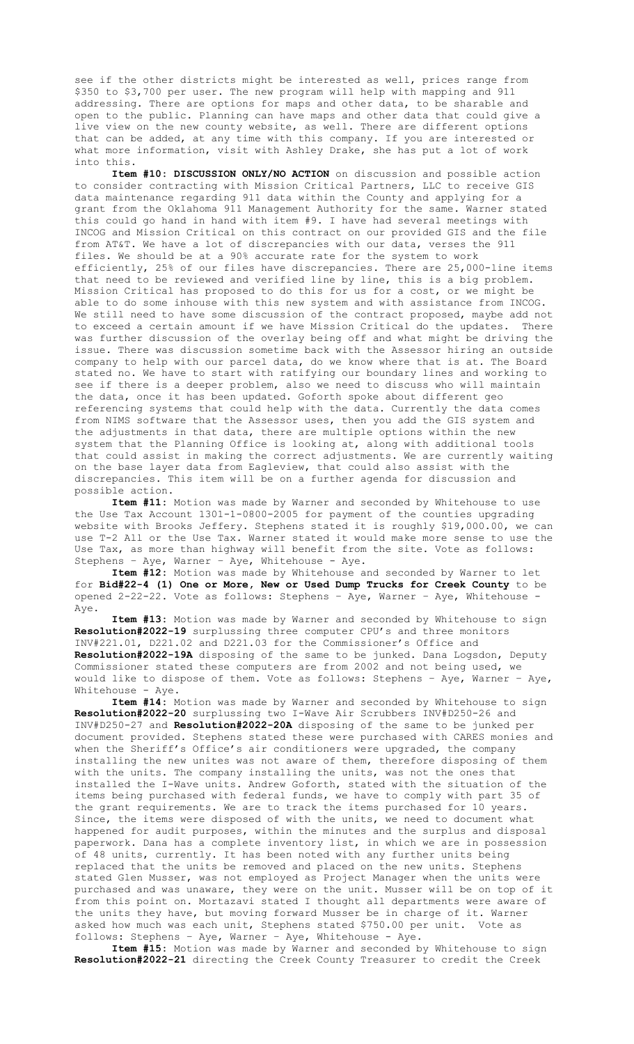see if the other districts might be interested as well, prices range from $350 to $3,700 per user. The new program will help with mapping and 911 addressing. There are options for maps and other data, to be sharable and open to the public. Planning can have maps and other data that could give a live view on the new county website, as well. There are different options that can be added, at any time with this company. If you are interested or what more information, visit with Ashley Drake, she has put a lot of work into this.

**Item #10: DISCUSSION ONLY/NO ACTION** on discussion and possible action to consider contracting with Mission Critical Partners, LLC to receive GIS data maintenance regarding 911 data within the County and applying for a grant from the Oklahoma 911 Management Authority for the same. Warner stated this could go hand in hand with item #9. I have had several meetings with INCOG and Mission Critical on this contract on our provided GIS and the file from AT&T. We have a lot of discrepancies with our data, verses the 911 files. We should be at a 90% accurate rate for the system to work efficiently, 25% of our files have discrepancies. There are 25,000-line items that need to be reviewed and verified line by line, this is a big problem. Mission Critical has proposed to do this for us for a cost, or we might be able to do some inhouse with this new system and with assistance from INCOG. We still need to have some discussion of the contract proposed, maybe add not to exceed a certain amount if we have Mission Critical do the updates. There was further discussion of the overlay being off and what might be driving the issue. There was discussion sometime back with the Assessor hiring an outside company to help with our parcel data, do we know where that is at. The Board stated no. We have to start with ratifying our boundary lines and working to see if there is a deeper problem, also we need to discuss who will maintain the data, once it has been updated. Goforth spoke about different geo referencing systems that could help with the data. Currently the data comes from NIMS software that the Assessor uses, then you add the GIS system and the adjustments in that data, there are multiple options within the new system that the Planning Office is looking at, along with additional tools that could assist in making the correct adjustments. We are currently waiting on the base layer data from Eagleview, that could also assist with the discrepancies. This item will be on a further agenda for discussion and possible action.

**Item #11:** Motion was made by Warner and seconded by Whitehouse to use the Use Tax Account 1301-1-0800-2005 for payment of the counties upgrading website with Brooks Jeffery. Stephens stated it is roughly $19,000.00, we can use T-2 All or the Use Tax. Warner stated it would make more sense to use the Use Tax, as more than highway will benefit from the site. Vote as follows: Stephens – Aye, Warner – Aye, Whitehouse - Aye.

**Item #12:** Motion was made by Whitehouse and seconded by Warner to let for **Bid#22-4 (1) One or More, New or Used Dump Trucks for Creek County** to be opened 2-22-22. Vote as follows: Stephens – Aye, Warner – Aye, Whitehouse - Aye.

**Item #13:** Motion was made by Warner and seconded by Whitehouse to sign **Resolution#2022-19** surplussing three computer CPU's and three monitors INV#221.01, D221.02 and D221.03 for the Commissioner's Office and **Resolution#2022-19A** disposing of the same to be junked. Dana Logsdon, Deputy Commissioner stated these computers are from 2002 and not being used, we would like to dispose of them. Vote as follows: Stephens – Aye, Warner – Aye, Whitehouse - Aye.

**Item #14:** Motion was made by Warner and seconded by Whitehouse to sign **Resolution#2022-20** surplussing two I-Wave Air Scrubbers INV#D250-26 and INV#D250-27 and **Resolution#2022-20A** disposing of the same to be junked per document provided. Stephens stated these were purchased with CARES monies and when the Sheriff's Office's air conditioners were upgraded, the company installing the new unites was not aware of them, therefore disposing of them with the units. The company installing the units, was not the ones that installed the I-Wave units. Andrew Goforth, stated with the situation of the items being purchased with federal funds, we have to comply with part 35 of the grant requirements. We are to track the items purchased for 10 years. Since, the items were disposed of with the units, we need to document what happened for audit purposes, within the minutes and the surplus and disposal paperwork. Dana has a complete inventory list, in which we are in possession of 48 units, currently. It has been noted with any further units being replaced that the units be removed and placed on the new units. Stephens stated Glen Musser, was not employed as Project Manager when the units were purchased and was unaware, they were on the unit. Musser will be on top of it from this point on. Mortazavi stated I thought all departments were aware of the units they have, but moving forward Musser be in charge of it. Warner asked how much was each unit, Stephens stated $750.00 per unit. Vote as follows: Stephens – Aye, Warner – Aye, Whitehouse - Aye.

**Item #15:** Motion was made by Warner and seconded by Whitehouse to sign **Resolution#2022-21** directing the Creek County Treasurer to credit the Creek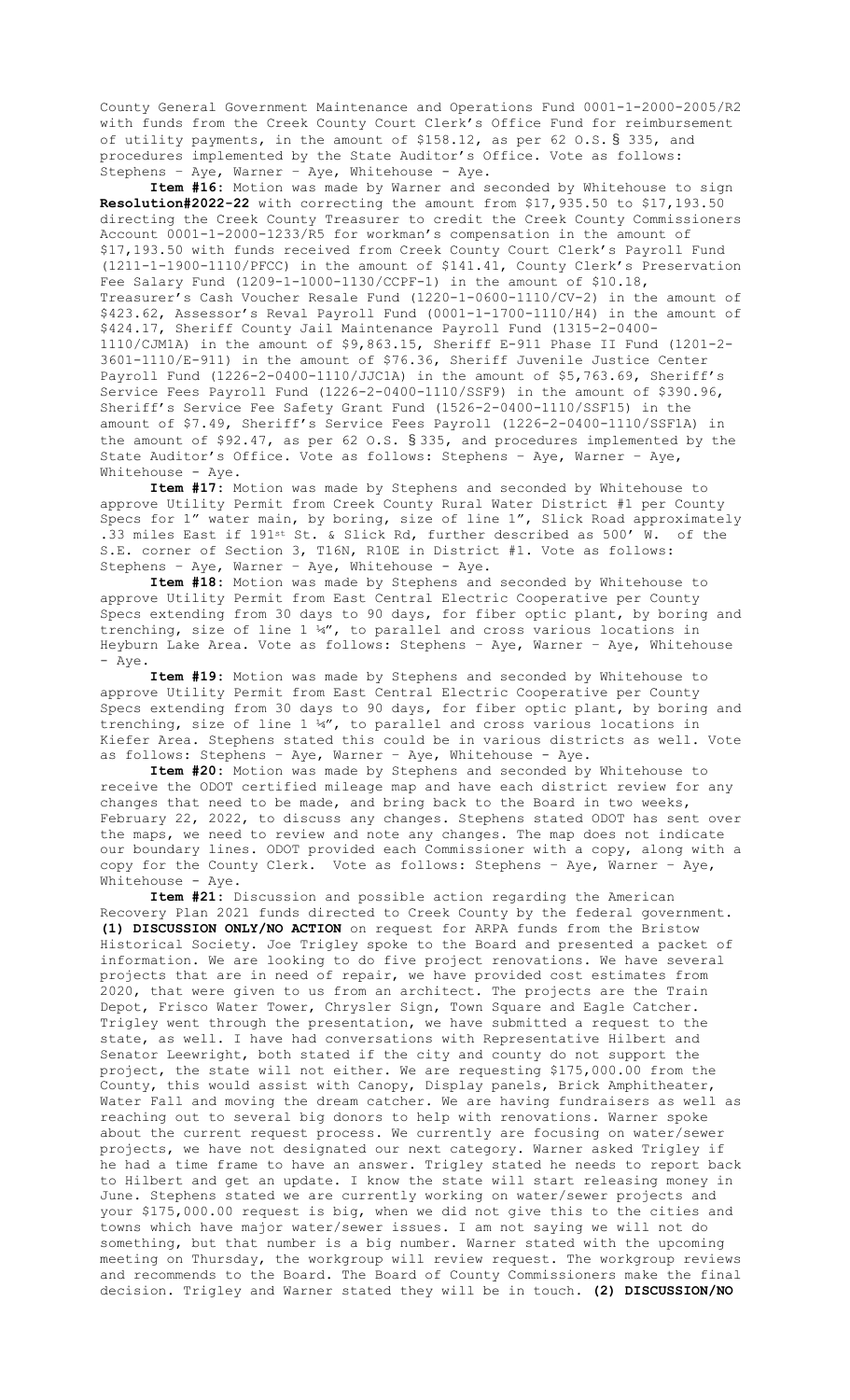County General Government Maintenance and Operations Fund 0001-1-2000-2005/R2 with funds from the Creek County Court Clerk's Office Fund for reimbursement of utility payments, in the amount of $158.12, as per 62 O.S. § 335, and procedures implemented by the State Auditor's Office. Vote as follows: Stephens – Aye, Warner – Aye, Whitehouse - Aye.

**Item #16:** Motion was made by Warner and seconded by Whitehouse to sign **Resolution#2022-22** with correcting the amount from $17,935.50 to $17,193.50 directing the Creek County Treasurer to credit the Creek County Commissioners Account 0001-1-2000-1233/R5 for workman's compensation in the amount of $17,193.50 with funds received from Creek County Court Clerk's Payroll Fund (1211-1-1900-1110/PFCC) in the amount of $141.41, County Clerk's Preservation Fee Salary Fund (1209-1-1000-1130/CCPF-1) in the amount of $10.18, Treasurer's Cash Voucher Resale Fund (1220-1-0600-1110/CV-2) in the amount of $423.62, Assessor's Reval Payroll Fund (0001-1-1700-1110/H4) in the amount of $424.17, Sheriff County Jail Maintenance Payroll Fund (1315-2-0400-1110/CJM1A) in the amount of $9,863.15, Sheriff E-911 Phase II Fund (1201-2-3601-1110/E-911) in the amount of $76.36, Sheriff Juvenile Justice Center Payroll Fund (1226-2-0400-1110/JJC1A) in the amount of $5,763.69, Sheriff's Service Fees Payroll Fund (1226-2-0400-1110/SSF9) in the amount of $390.96, Sheriff's Service Fee Safety Grant Fund (1526-2-0400-1110/SSF15) in the amount of $7.49, Sheriff's Service Fees Payroll (1226-2-0400-1110/SSF1A) in the amount of $92.47, as per 62 O.S. §335, and procedures implemented by the State Auditor's Office. Vote as follows: Stephens – Aye, Warner – Aye, Whitehouse - Aye.

**Item #17:** Motion was made by Stephens and seconded by Whitehouse to approve Utility Permit from Creek County Rural Water District #1 per County Specs for 1" water main, by boring, size of line 1", Slick Road approximately .33 miles East if 191st St. & Slick Rd, further described as 500' W. of the S.E. corner of Section 3, T16N, R10E in District #1. Vote as follows: Stephens – Aye, Warner – Aye, Whitehouse - Aye.

**Item #18:** Motion was made by Stephens and seconded by Whitehouse to approve Utility Permit from East Central Electric Cooperative per County Specs extending from 30 days to 90 days, for fiber optic plant, by boring and trenching, size of line 1 ¼", to parallel and cross various locations in Heyburn Lake Area. Vote as follows: Stephens – Aye, Warner – Aye, Whitehouse - Aye.

**Item #19:** Motion was made by Stephens and seconded by Whitehouse to approve Utility Permit from East Central Electric Cooperative per County Specs extending from 30 days to 90 days, for fiber optic plant, by boring and trenching, size of line 1 ¼", to parallel and cross various locations in Kiefer Area. Stephens stated this could be in various districts as well. Vote as follows: Stephens – Aye, Warner – Aye, Whitehouse - Aye.

**Item #20:** Motion was made by Stephens and seconded by Whitehouse to receive the ODOT certified mileage map and have each district review for any changes that need to be made, and bring back to the Board in two weeks, February 22, 2022, to discuss any changes. Stephens stated ODOT has sent over the maps, we need to review and note any changes. The map does not indicate our boundary lines. ODOT provided each Commissioner with a copy, along with a copy for the County Clerk. Vote as follows: Stephens – Aye, Warner – Aye, Whitehouse - Aye.

**Item #21:** Discussion and possible action regarding the American Recovery Plan 2021 funds directed to Creek County by the federal government. **(1) DISCUSSION ONLY/NO ACTION** on request for ARPA funds from the Bristow Historical Society. Joe Trigley spoke to the Board and presented a packet of information. We are looking to do five project renovations. We have several projects that are in need of repair, we have provided cost estimates from 2020, that were given to us from an architect. The projects are the Train Depot, Frisco Water Tower, Chrysler Sign, Town Square and Eagle Catcher. Trigley went through the presentation, we have submitted a request to the state, as well. I have had conversations with Representative Hilbert and Senator Leewright, both stated if the city and county do not support the project, the state will not either. We are requesting $175,000.00 from the County, this would assist with Canopy, Display panels, Brick Amphitheater, Water Fall and moving the dream catcher. We are having fundraisers as well as reaching out to several big donors to help with renovations. Warner spoke about the current request process. We currently are focusing on water/sewer projects, we have not designated our next category. Warner asked Trigley if he had a time frame to have an answer. Trigley stated he needs to report back to Hilbert and get an update. I know the state will start releasing money in June. Stephens stated we are currently working on water/sewer projects and your $175,000.00 request is big, when we did not give this to the cities and towns which have major water/sewer issues. I am not saying we will not do something, but that number is a big number. Warner stated with the upcoming meeting on Thursday, the workgroup will review request. The workgroup reviews and recommends to the Board. The Board of County Commissioners make the final decision. Trigley and Warner stated they will be in touch. **(2) DISCUSSION/NO**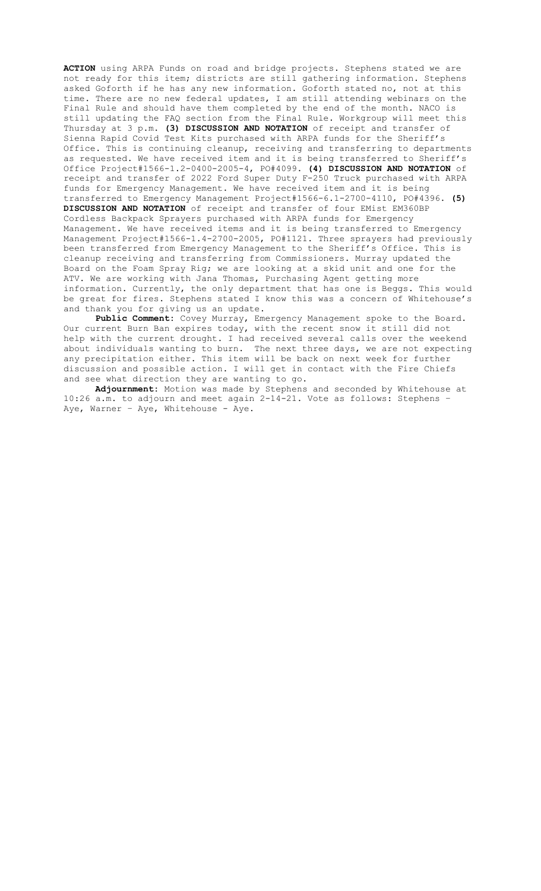**ACTION** using ARPA Funds on road and bridge projects. Stephens stated we are not ready for this item; districts are still gathering information. Stephens asked Goforth if he has any new information. Goforth stated no, not at this time. There are no new federal updates, I am still attending webinars on the Final Rule and should have them completed by the end of the month. NACO is still updating the FAQ section from the Final Rule. Workgroup will meet this Thursday at 3 p.m. **(3) DISCUSSION AND NOTATION** of receipt and transfer of Sienna Rapid Covid Test Kits purchased with ARPA funds for the Sheriff's Office. This is continuing cleanup, receiving and transferring to departments as requested. We have received item and it is being transferred to Sheriff's Office Project#1566-1.2-0400-2005-4, PO#4099. **(4) DISCUSSION AND NOTATION** of receipt and transfer of 2022 Ford Super Duty F-250 Truck purchased with ARPA funds for Emergency Management. We have received item and it is being transferred to Emergency Management Project#1566-6.1-2700-4110, PO#4396. **(5) DISCUSSION AND NOTATION** of receipt and transfer of four EMist EM360BP Cordless Backpack Sprayers purchased with ARPA funds for Emergency Management. We have received items and it is being transferred to Emergency Management Project#1566-1.4-2700-2005, PO#1121. Three sprayers had previously been transferred from Emergency Management to the Sheriff's Office. This is cleanup receiving and transferring from Commissioners. Murray updated the Board on the Foam Spray Rig; we are looking at a skid unit and one for the ATV. We are working with Jana Thomas, Purchasing Agent getting more information. Currently, the only department that has one is Beggs. This would be great for fires. Stephens stated I know this was a concern of Whitehouse's and thank you for giving us an update.

**Public Comment**: Covey Murray, Emergency Management spoke to the Board. Our current Burn Ban expires today, with the recent snow it still did not help with the current drought. I had received several calls over the weekend about individuals wanting to burn. The next three days, we are not expecting any precipitation either. This item will be back on next week for further discussion and possible action. I will get in contact with the Fire Chiefs and see what direction they are wanting to go.

**Adjournment**: Motion was made by Stephens and seconded by Whitehouse at 10:26 a.m. to adjourn and meet again 2-14-21. Vote as follows: Stephens – Aye, Warner – Aye, Whitehouse - Aye.